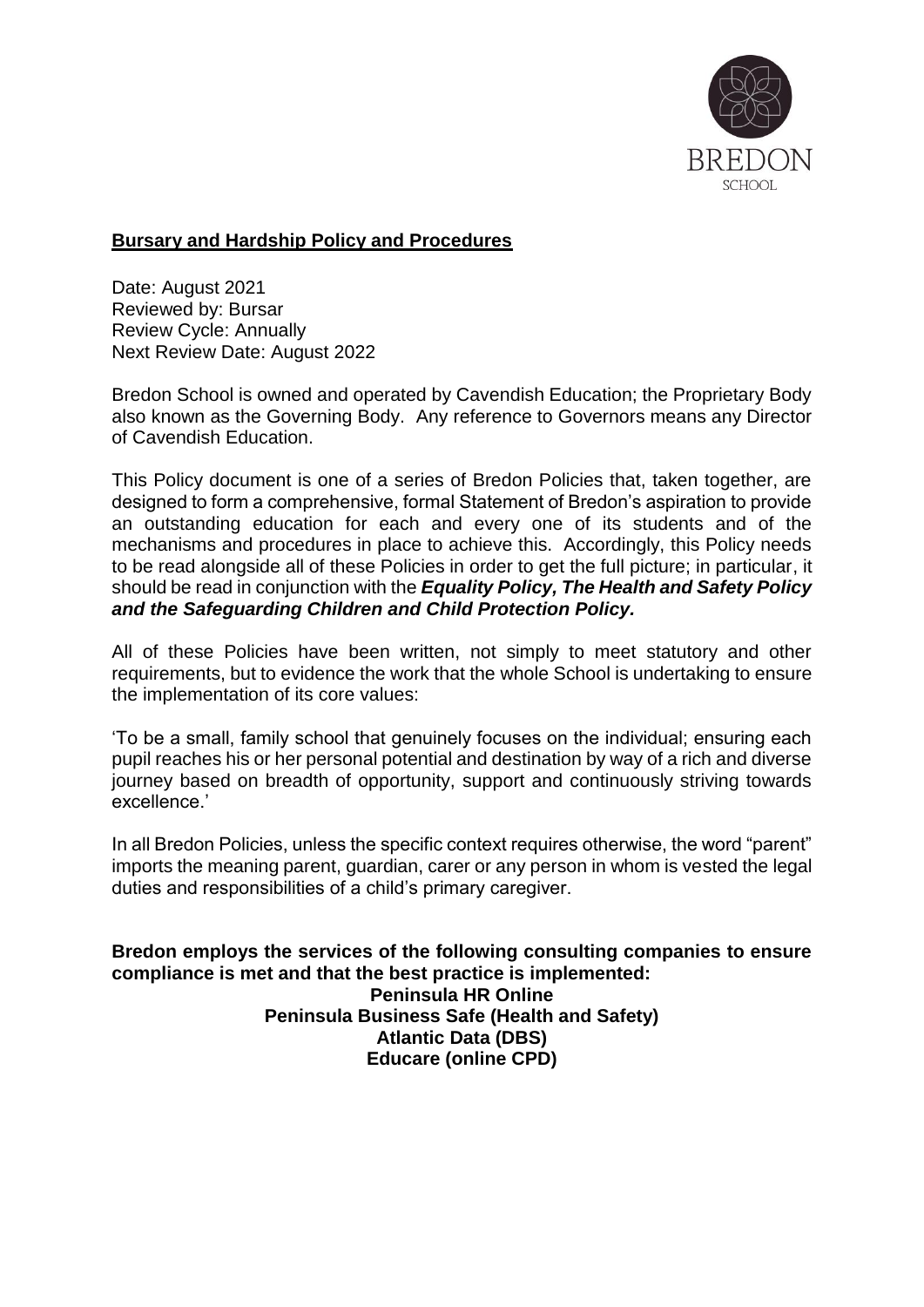BREDON SCHOOL

**Bursary and Hardship Policy and Procedures**

Date: August 2021
Reviewed by: Bursar
Review Cycle: Annually
Next Review Date: August 2022

Bredon School is owned and operated by Cavendish Education; the Proprietary Body also known as the Governing Body. Any reference to Governors means any Director of Cavendish Education.

This Policy document is one of a series of Bredon Policies that, taken together, are designed to form a comprehensive, formal Statement of Bredon's aspiration to provide an outstanding education for each and every one of its students and of the mechanisms and procedures in place to achieve this. Accordingly, this Policy needs to be read alongside all of these Policies in order to get the full picture; in particular, it should be read in conjunction with the ***Equality Policy, The Health and Safety Policy and the Safeguarding Children and Child Protection Policy.***

All of these Policies have been written, not simply to meet statutory and other requirements, but to evidence the work that the whole School is undertaking to ensure the implementation of its core values:

'To be a small, family school that genuinely focuses on the individual; ensuring each pupil reaches his or her personal potential and destination by way of a rich and diverse journey based on breadth of opportunity, support and continuously striving towards excellence.'

In all Bredon Policies, unless the specific context requires otherwise, the word "parent" imports the meaning parent, guardian, carer or any person in whom is vested the legal duties and responsibilities of a child's primary caregiver.

**Bredon employs the services of the following consulting companies to ensure compliance is met and that the best practice is implemented:**

**Peninsula HR Online**
**Peninsula Business Safe (Health and Safety)**
**Atlantic Data (DBS)**
**Educare (online CPD)**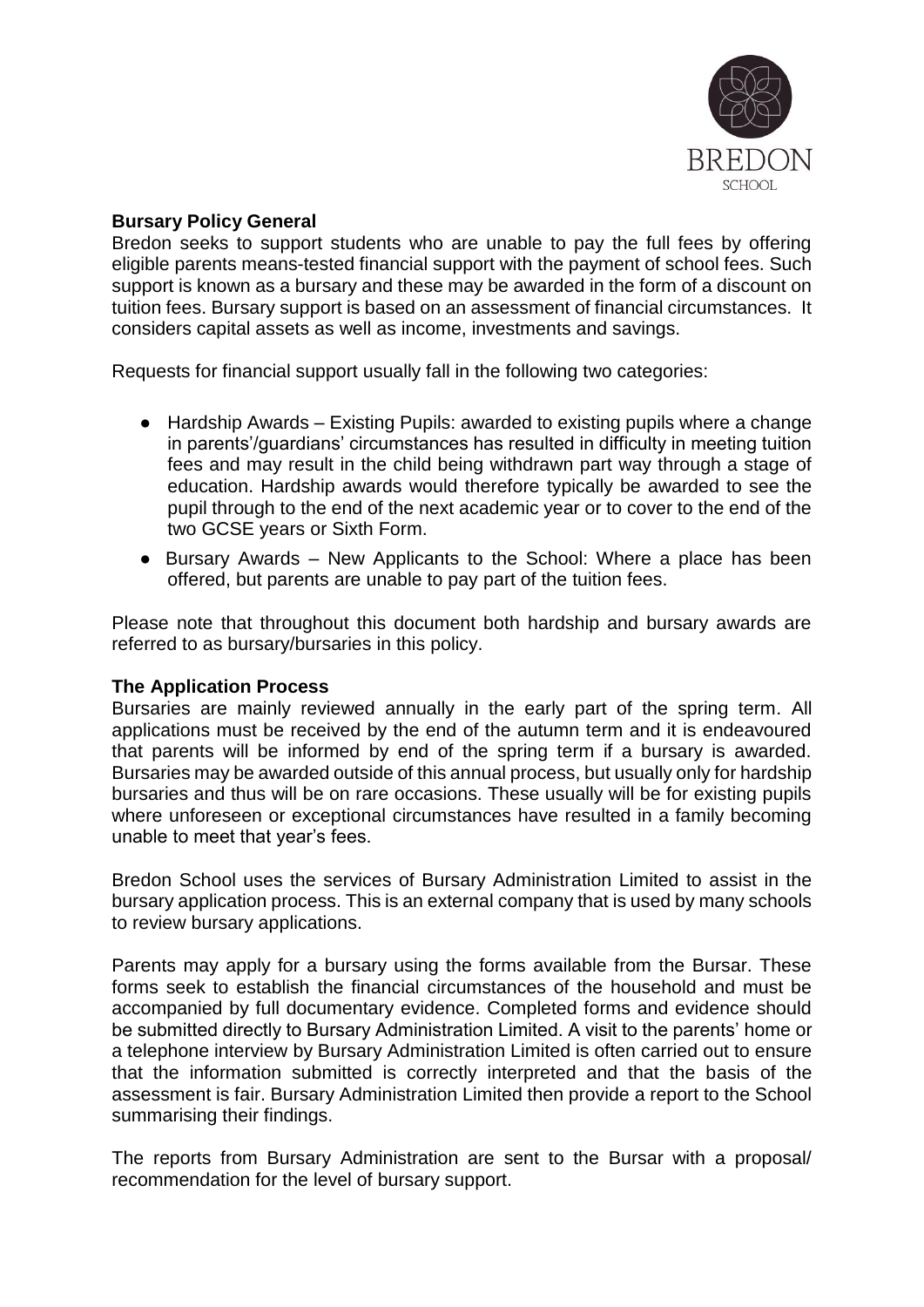### Bursary Policy General

Bredon seeks to support students who are unable to pay the full fees by offering eligible parents means-tested financial support with the payment of school fees. Such support is known as a bursary and these may be awarded in the form of a discount on tuition fees. Bursary support is based on an assessment of financial circumstances. It considers capital assets as well as income, investments and savings.

Requests for financial support usually fall in the following two categories:

- Hardship Awards – Existing Pupils: awarded to existing pupils where a change in parents'/guardians' circumstances has resulted in difficulty in meeting tuition fees and may result in the child being withdrawn part way through a stage of education. Hardship awards would therefore typically be awarded to see the pupil through to the end of the next academic year or to cover to the end of the two GCSE years or Sixth Form.
- Bursary Awards – New Applicants to the School: Where a place has been offered, but parents are unable to pay part of the tuition fees.

Please note that throughout this document both hardship and bursary awards are referred to as bursary/bursaries in this policy.

### The Application Process

Bursaries are mainly reviewed annually in the early part of the spring term. All applications must be received by the end of the autumn term and it is endeavoured that parents will be informed by end of the spring term if a bursary is awarded. Bursaries may be awarded outside of this annual process, but usually only for hardship bursaries and thus will be on rare occasions. These usually will be for existing pupils where unforeseen or exceptional circumstances have resulted in a family becoming unable to meet that year's fees.

Bredon School uses the services of Bursary Administration Limited to assist in the bursary application process. This is an external company that is used by many schools to review bursary applications.

Parents may apply for a bursary using the forms available from the Bursar. These forms seek to establish the financial circumstances of the household and must be accompanied by full documentary evidence. Completed forms and evidence should be submitted directly to Bursary Administration Limited. A visit to the parents' home or a telephone interview by Bursary Administration Limited is often carried out to ensure that the information submitted is correctly interpreted and that the basis of the assessment is fair. Bursary Administration Limited then provide a report to the School summarising their findings.

The reports from Bursary Administration are sent to the Bursar with a proposal/ recommendation for the level of bursary support.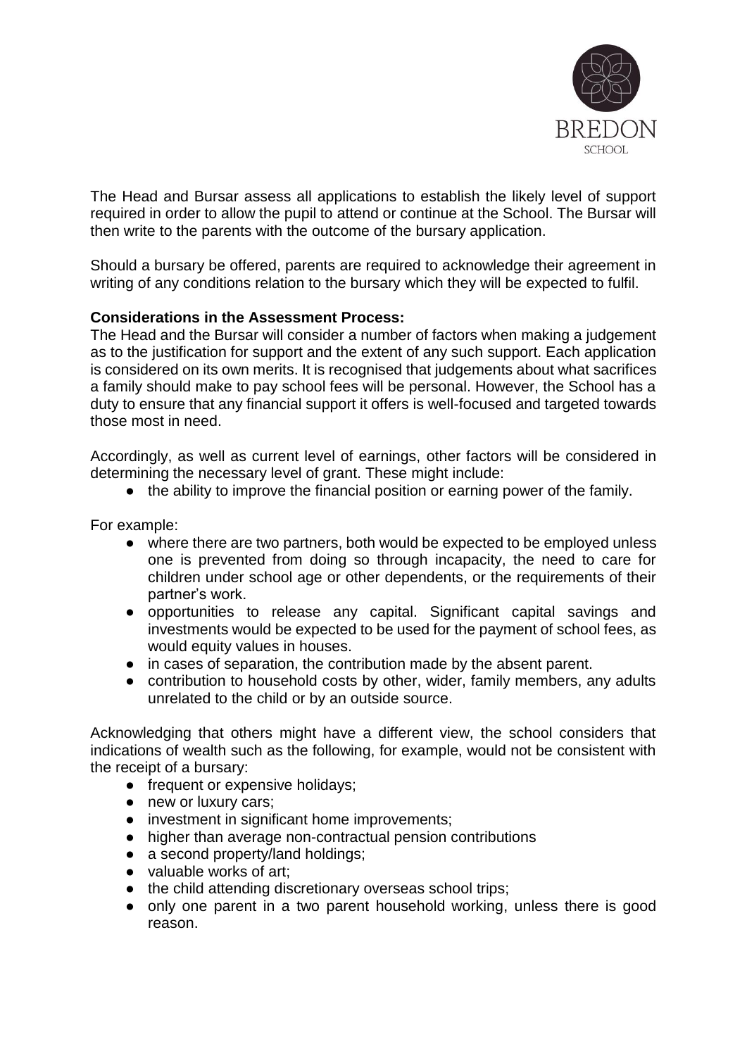The Head and Bursar assess all applications to establish the likely level of support required in order to allow the pupil to attend or continue at the School. The Bursar will then write to the parents with the outcome of the bursary application.

Should a bursary be offered, parents are required to acknowledge their agreement in writing of any conditions relation to the bursary which they will be expected to fulfil.

**Considerations in the Assessment Process:**
The Head and the Bursar will consider a number of factors when making a judgement as to the justification for support and the extent of any such support. Each application is considered on its own merits. It is recognised that judgements about what sacrifices a family should make to pay school fees will be personal. However, the School has a duty to ensure that any financial support it offers is well-focused and targeted towards those most in need.

Accordingly, as well as current level of earnings, other factors will be considered in determining the necessary level of grant. These might include:

- the ability to improve the financial position or earning power of the family.

For example:

- where there are two partners, both would be expected to be employed unless one is prevented from doing so through incapacity, the need to care for children under school age or other dependents, or the requirements of their partner's work.
- opportunities to release any capital. Significant capital savings and investments would be expected to be used for the payment of school fees, as would equity values in houses.
- in cases of separation, the contribution made by the absent parent.
- contribution to household costs by other, wider, family members, any adults unrelated to the child or by an outside source.

Acknowledging that others might have a different view, the school considers that indications of wealth such as the following, for example, would not be consistent with the receipt of a bursary:

- frequent or expensive holidays;
- new or luxury cars;
- investment in significant home improvements;
- higher than average non-contractual pension contributions
- a second property/land holdings;
- valuable works of art;
- the child attending discretionary overseas school trips;
- only one parent in a two parent household working, unless there is good reason.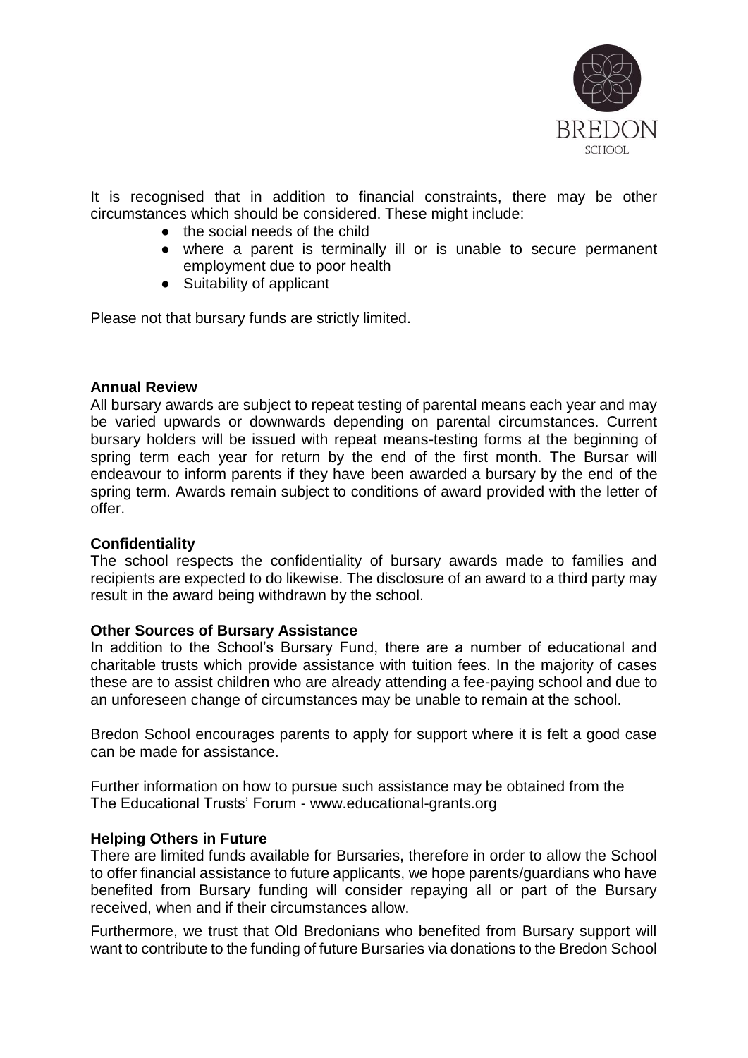It is recognised that in addition to financial constraints, there may be other circumstances which should be considered. These might include:

- the social needs of the child
- where a parent is terminally ill or is unable to secure permanent employment due to poor health
- Suitability of applicant

Please not that bursary funds are strictly limited.

**Annual Review**

All bursary awards are subject to repeat testing of parental means each year and may be varied upwards or downwards depending on parental circumstances. Current bursary holders will be issued with repeat means-testing forms at the beginning of spring term each year for return by the end of the first month. The Bursar will endeavour to inform parents if they have been awarded a bursary by the end of the spring term. Awards remain subject to conditions of award provided with the letter of offer.

**Confidentiality**

The school respects the confidentiality of bursary awards made to families and recipients are expected to do likewise. The disclosure of an award to a third party may result in the award being withdrawn by the school.

**Other Sources of Bursary Assistance**

In addition to the School's Bursary Fund, there are a number of educational and charitable trusts which provide assistance with tuition fees. In the majority of cases these are to assist children who are already attending a fee-paying school and due to an unforeseen change of circumstances may be unable to remain at the school.

Bredon School encourages parents to apply for support where it is felt a good case can be made for assistance.

Further information on how to pursue such assistance may be obtained from the The Educational Trusts' Forum - www.educational-grants.org

**Helping Others in Future**

There are limited funds available for Bursaries, therefore in order to allow the School to offer financial assistance to future applicants, we hope parents/guardians who have benefited from Bursary funding will consider repaying all or part of the Bursary received, when and if their circumstances allow.

Furthermore, we trust that Old Bredonians who benefited from Bursary support will want to contribute to the funding of future Bursaries via donations to the Bredon School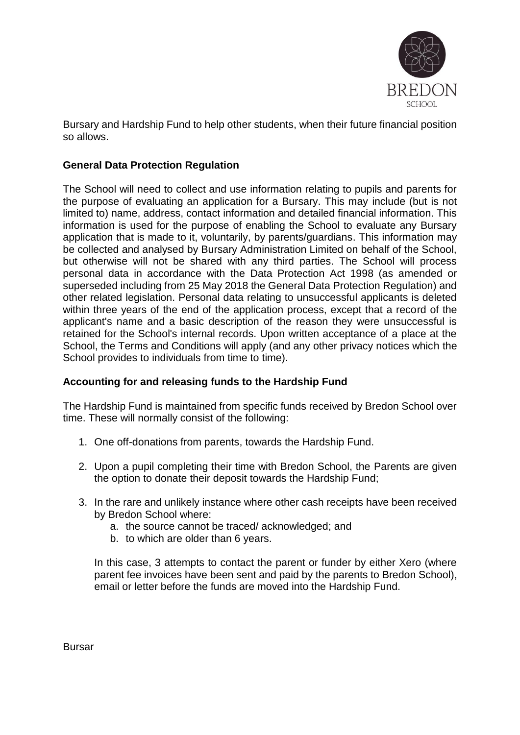Bursary and Hardship Fund to help other students, when their future financial position so allows.

## General Data Protection Regulation

The School will need to collect and use information relating to pupils and parents for the purpose of evaluating an application for a Bursary. This may include (but is not limited to) name, address, contact information and detailed financial information. This information is used for the purpose of enabling the School to evaluate any Bursary application that is made to it, voluntarily, by parents/guardians. This information may be collected and analysed by Bursary Administration Limited on behalf of the School, but otherwise will not be shared with any third parties. The School will process personal data in accordance with the Data Protection Act 1998 (as amended or superseded including from 25 May 2018 the General Data Protection Regulation) and other related legislation. Personal data relating to unsuccessful applicants is deleted within three years of the end of the application process, except that a record of the applicant's name and a basic description of the reason they were unsuccessful is retained for the School's internal records. Upon written acceptance of a place at the School, the Terms and Conditions will apply (and any other privacy notices which the School provides to individuals from time to time).

## Accounting for and releasing funds to the Hardship Fund

The Hardship Fund is maintained from specific funds received by Bredon School over time. These will normally consist of the following:

1. One off-donations from parents, towards the Hardship Fund.

2. Upon a pupil completing their time with Bredon School, the Parents are given the option to donate their deposit towards the Hardship Fund;

3. In the rare and unlikely instance where other cash receipts have been received by Bredon School where:
    a. the source cannot be traced/ acknowledged; and
    b. to which are older than 6 years.

   In this case, 3 attempts to contact the parent or funder by either Xero (where parent fee invoices have been sent and paid by the parents to Bredon School), email or letter before the funds are moved into the Hardship Fund.

Bursar